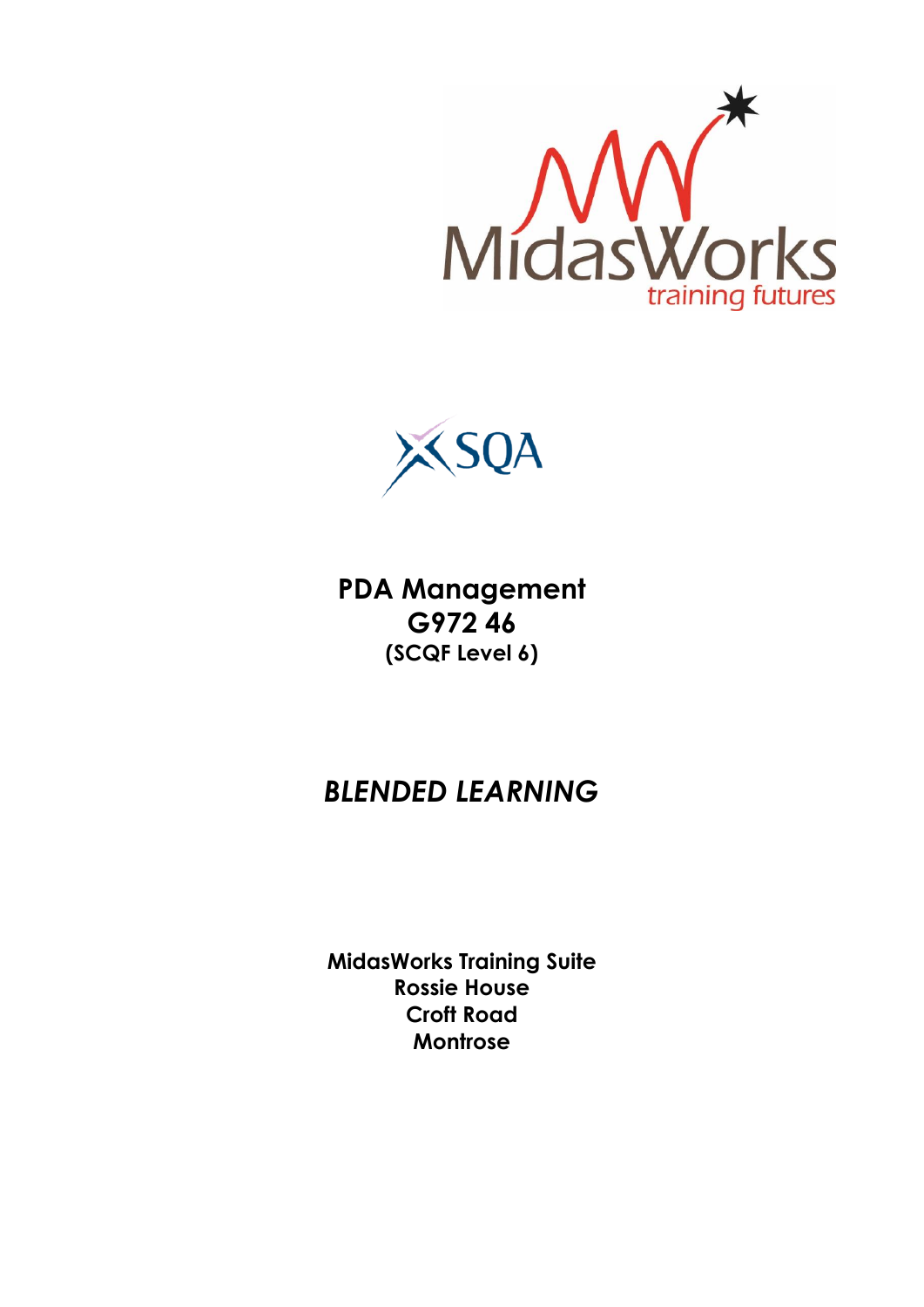MidasWorks
training futures

SQA

# PDA Management
## G972 46
**(SCQF Level 6)**

## *BLENDED LEARNING*

**MidasWorks Training Suite**
**Rossie House**
**Croft Road**
**Montrose**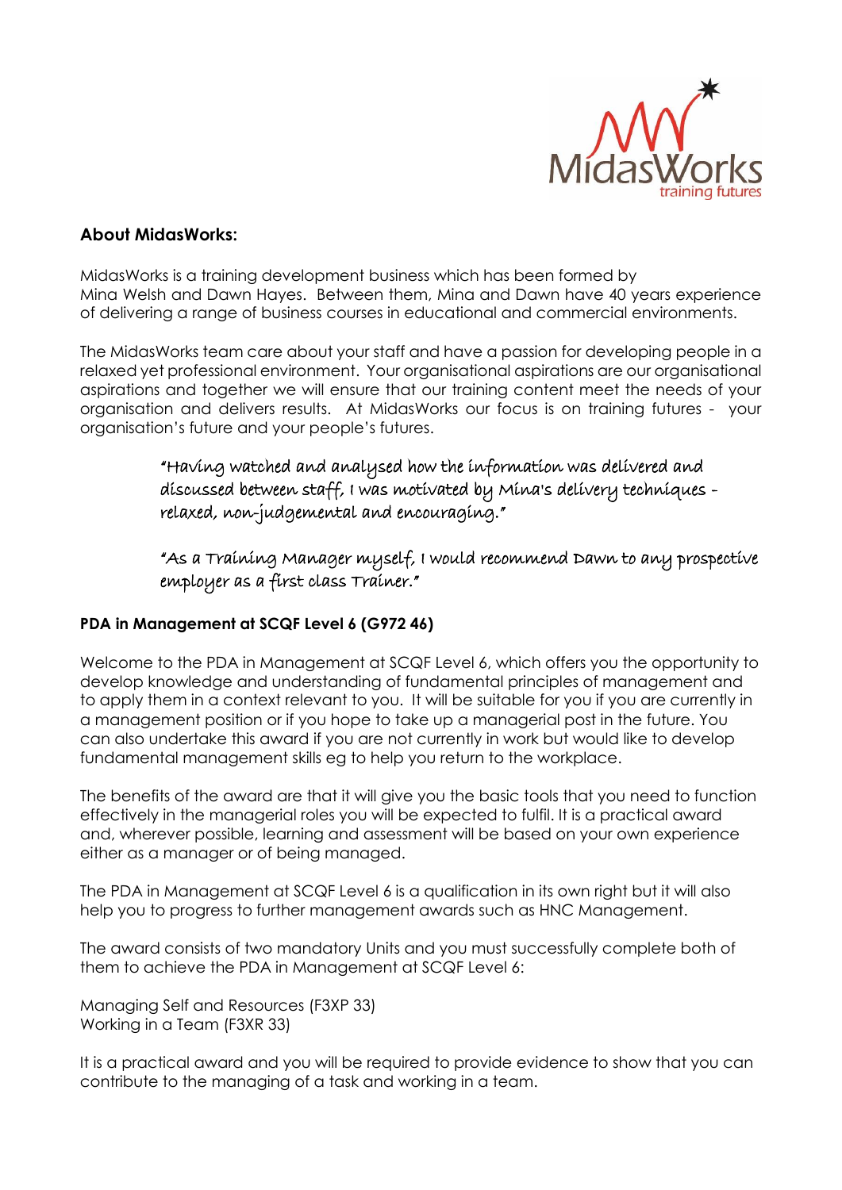## About MidasWorks:

MidasWorks is a training development business which has been formed by Mina Welsh and Dawn Hayes. Between them, Mina and Dawn have 40 years experience of delivering a range of business courses in educational and commercial environments.

The MidasWorks team care about your staff and have a passion for developing people in a relaxed yet professional environment. Your organisational aspirations are our organisational aspirations and together we will ensure that our training content meet the needs of your organisation and delivers results. At MidasWorks our focus is on training futures - your organisation's future and your people's futures.

> *"Having watched and analysed how the information was delivered and discussed between staff, I was motivated by Mina's delivery techniques - relaxed, non-judgemental and encouraging."*
>
> *"As a Training Manager myself, I would recommend Dawn to any prospective employer as a first class Trainer."*

### PDA in Management at SCQF Level 6 (G972 46)

Welcome to the PDA in Management at SCQF Level 6, which offers you the opportunity to develop knowledge and understanding of fundamental principles of management and to apply them in a context relevant to you. It will be suitable for you if you are currently in a management position or if you hope to take up a managerial post in the future. You can also undertake this award if you are not currently in work but would like to develop fundamental management skills eg to help you return to the workplace.

The benefits of the award are that it will give you the basic tools that you need to function effectively in the managerial roles you will be expected to fulfil. It is a practical award and, wherever possible, learning and assessment will be based on your own experience either as a manager or of being managed.

The PDA in Management at SCQF Level 6 is a qualification in its own right but it will also help you to progress to further management awards such as HNC Management.

The award consists of two mandatory Units and you must successfully complete both of them to achieve the PDA in Management at SCQF Level 6:

Managing Self and Resources (F3XP 33)
Working in a Team (F3XR 33)

It is a practical award and you will be required to provide evidence to show that you can contribute to the managing of a task and working in a team.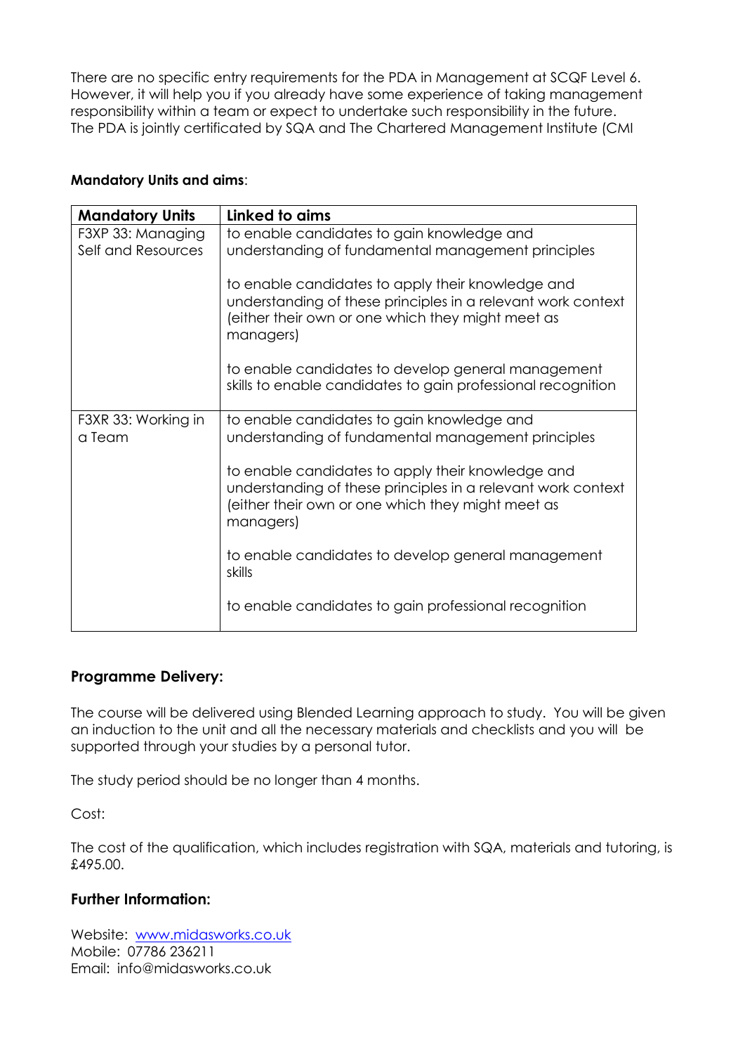There are no specific entry requirements for the PDA in Management at SCQF Level 6. However, it will help you if you already have some experience of taking management responsibility within a team or expect to undertake such responsibility in the future. The PDA is jointly certificated by SQA and The Chartered Management Institute (CMI

**Mandatory Units and aims**:

| Mandatory Units | Linked to aims |
|---|---|
| F3XP 33: Managing Self and Resources | to enable candidates to gain knowledge and understanding of fundamental management principles<br><br>to enable candidates to apply their knowledge and understanding of these principles in a relevant work context (either their own or one which they might meet as managers)<br><br>to enable candidates to develop general management skills to enable candidates to gain professional recognition |
| F3XR 33: Working in a Team | to enable candidates to gain knowledge and understanding of fundamental management principles<br><br>to enable candidates to apply their knowledge and understanding of these principles in a relevant work context (either their own or one which they might meet as managers)<br><br>to enable candidates to develop general management skills<br><br>to enable candidates to gain professional recognition |

## Programme Delivery:

The course will be delivered using Blended Learning approach to study. You will be given an induction to the unit and all the necessary materials and checklists and you will be supported through your studies by a personal tutor.

The study period should be no longer than 4 months.

Cost:

The cost of the qualification, which includes registration with SQA, materials and tutoring, is £495.00.

## Further Information:

Website: [www.midasworks.co.uk](http://www.midasworks.co.uk)
Mobile: 07786 236211
Email: info@midasworks.co.uk